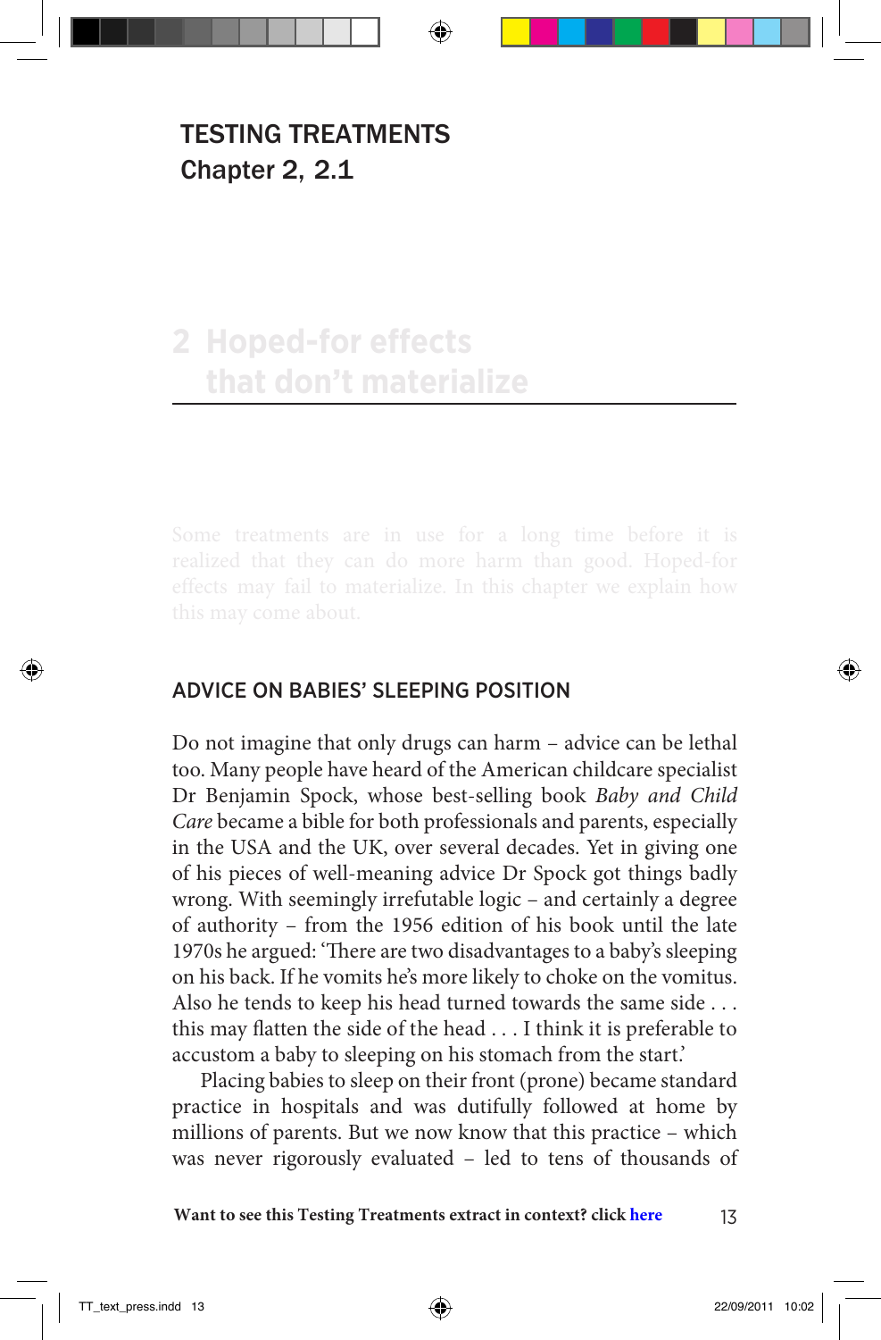# TESTING TREATMENTS
## Chapter 2, 2.1

## 2 Hoped-for effects that don't materialize

Some treatments are in use for a long time before it is realized that they can do more harm than good. Hoped-for effects may fail to materialize. In this chapter we explain how this may come about.

### ADVICE ON BABIES' SLEEPING POSITION

Do not imagine that only drugs can harm – advice can be lethal too. Many people have heard of the American childcare specialist Dr Benjamin Spock, whose best-selling book *Baby and Child Care* became a bible for both professionals and parents, especially in the USA and the UK, over several decades. Yet in giving one of his pieces of well-meaning advice Dr Spock got things badly wrong. With seemingly irrefutable logic – and certainly a degree of authority – from the 1956 edition of his book until the late 1970s he argued: 'There are two disadvantages to a baby's sleeping on his back. If he vomits he's more likely to choke on the vomitus. Also he tends to keep his head turned towards the same side . . . this may flatten the side of the head . . . I think it is preferable to accustom a baby to sleeping on his stomach from the start.'

Placing babies to sleep on their front (prone) became standard practice in hospitals and was dutifully followed at home by millions of parents. But we now know that this practice – which was never rigorously evaluated – led to tens of thousands of

**Want to see this Testing Treatments extract in context? click here**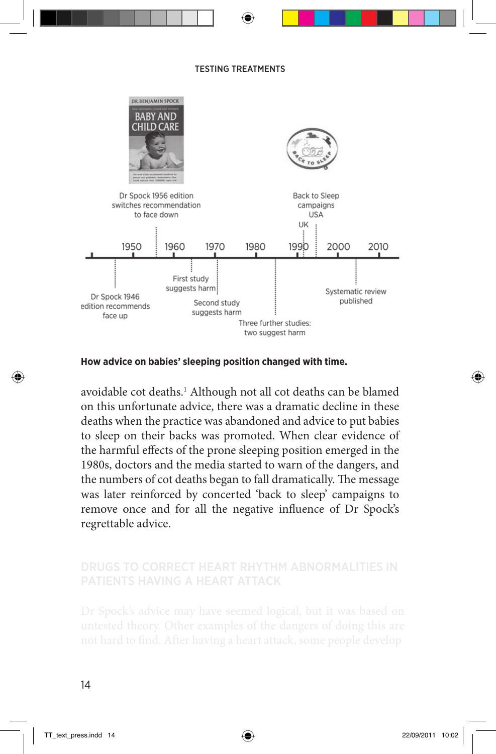Dr Spock 1956 edition switches recommendation to face down

Back to Sleep campaigns USA

UK

1950 1960 1970 1980 1990 2000 2010

Dr Spock 1946 edition recommends face up

First study suggests harm

Second study suggests harm

Three further studies: two suggest harm

Systematic review published

**How advice on babies' sleeping position changed with time.**

avoidable cot deaths.[1] Although not all cot deaths can be blamed on this unfortunate advice, there was a dramatic decline in these deaths when the practice was abandoned and advice to put babies to sleep on their backs was promoted. When clear evidence of the harmful effects of the prone sleeping position emerged in the 1980s, doctors and the media started to warn of the dangers, and the numbers of cot deaths began to fall dramatically. The message was later reinforced by concerted 'back to sleep' campaigns to remove once and for all the negative influence of Dr Spock's regrettable advice.

## DRUGS TO CORRECT HEART RHYTHM ABNORMALITIES IN PATIENTS HAVING A HEART ATTACK

Dr Spock's advice may have seemed logical, but it was based on untested theory. Other examples of the dangers of doing this are not hard to find. After having a heart attack, some people develop